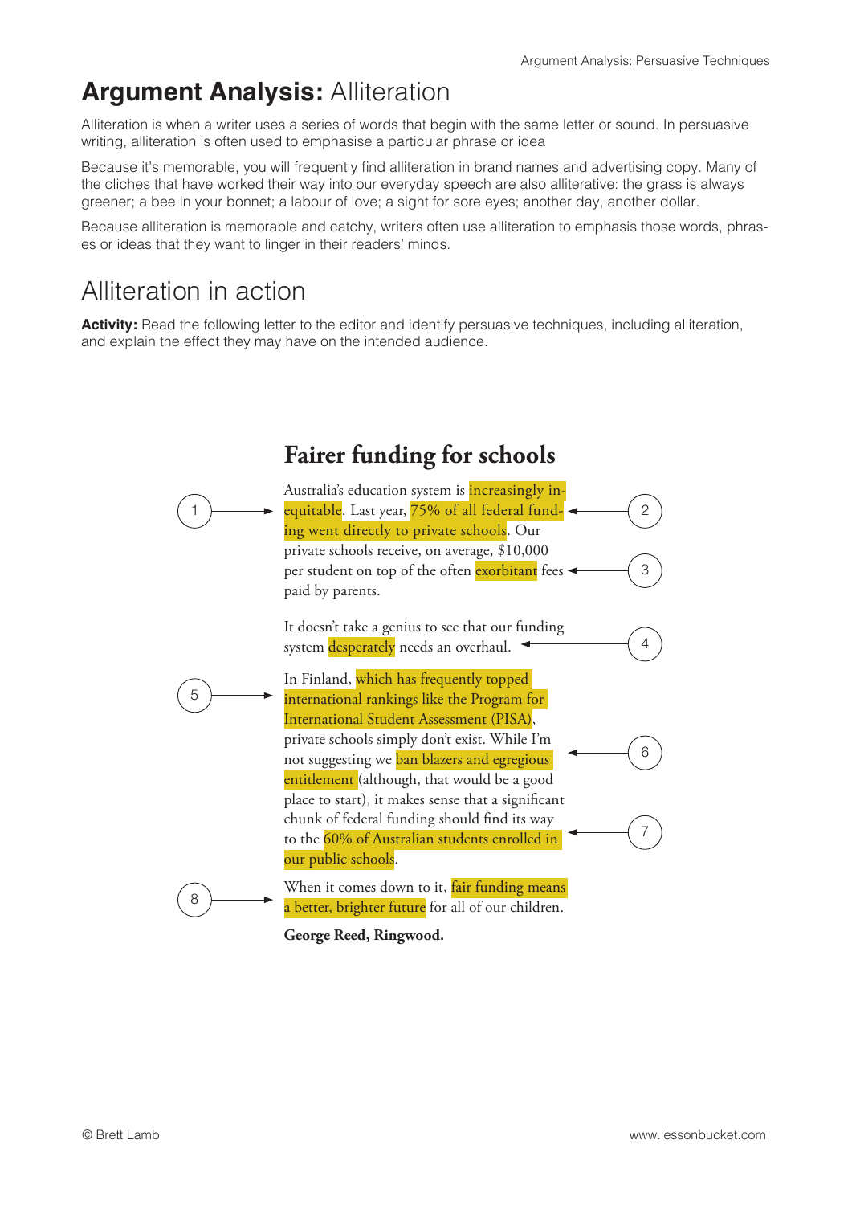# **Argument Analysis:** Alliteration

Alliteration is when a writer uses a series of words that begin with the same letter or sound. In persuasive writing, alliteration is often used to emphasise a particular phrase or idea

Because it's memorable, you will frequently find alliteration in brand names and advertising copy. Many of the cliches that have worked their way into our everyday speech are also alliterative: the grass is always greener; a bee in your bonnet; a labour of love; a sight for sore eyes; another day, another dollar.

Because alliteration is memorable and catchy, writers often use alliteration to emphasis those words, phrases or ideas that they want to linger in their readers' minds.

## Alliteration in action

**Activity:** Read the following letter to the editor and identify persuasive techniques, including alliteration, and explain the effect they may have on the intended audience.

### Fairer funding for schools

Australia's education system is increasingly inequitable (1). Last year, 75% of all federal funding went directly to private schools (2). Our private schools receive, on average, $10,000 per student on top of the often exorbitant (3) fees paid by parents.

It doesn't take a genius to see that our funding system desperately (4) needs an overhaul.

In Finland, which has frequently topped international rankings like the Program for International Student Assessment (PISA) (5), private schools simply don't exist. While I'm not suggesting we ban blazers and egregious entitlement (6) (although, that would be a good place to start), it makes sense that a significant chunk of federal funding should find its way to the 60% of Australian students enrolled in our public schools (7).

When it comes down to it, fair funding means a better, brighter future (8) for all of our children.

**George Reed, Ringwood.**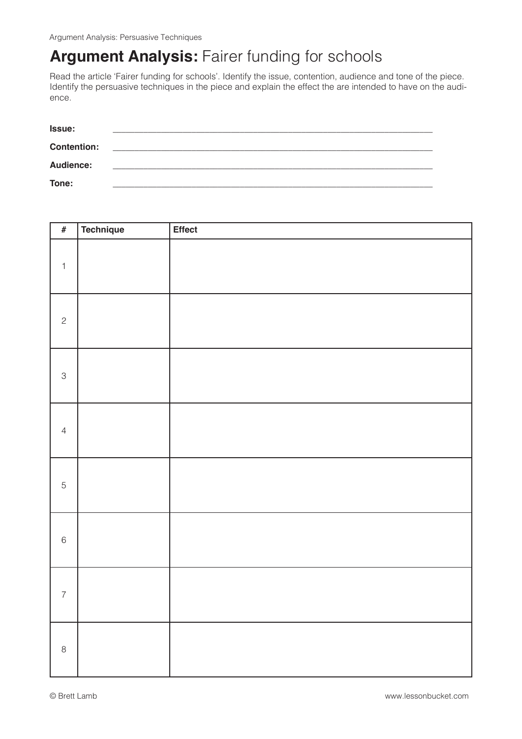# **Argument Analysis:** Fairer funding for schools

Read the article 'Fairer funding for schools'. Identify the issue, contention, audience and tone of the piece. Identify the persuasive techniques in the piece and explain the effect the are intended to have on the audience.

**Issue:** ___________________________________________________________________

**Contention:** ___________________________________________________________________

**Audience:** ___________________________________________________________________

**Tone:** ___________________________________________________________________

| # | Technique | Effect |
|---|---|---|
| 1 | | |
| 2 | | |
| 3 | | |
| 4 | | |
| 5 | | |
| 6 | | |
| 7 | | |
| 8 | | |

© Brett Lamb www.lessonbucket.com